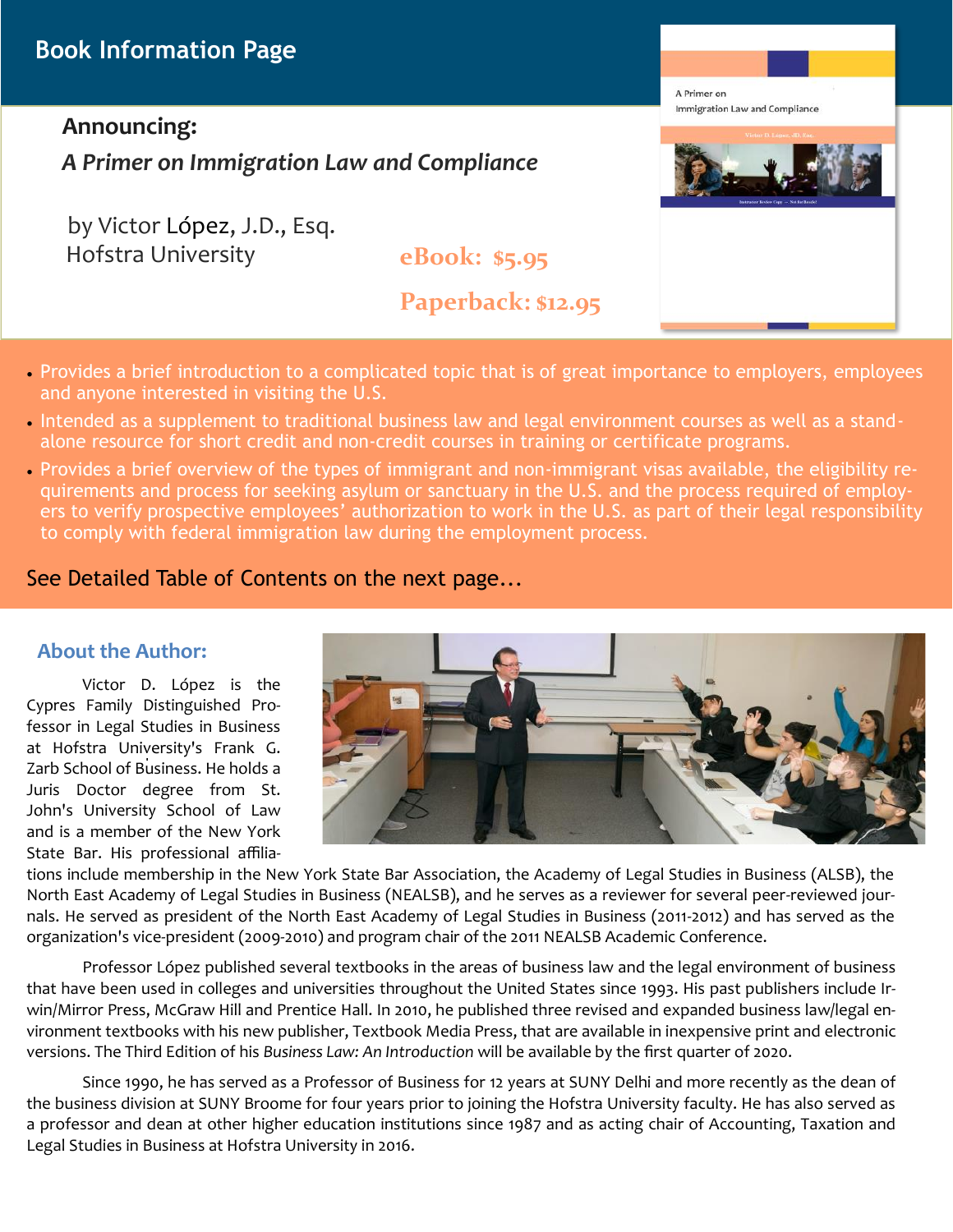# Book Information Page

**Announcing:**

***A Primer on Immigration Law and Compliance***

by Victor López, J.D., Esq.
Hofstra University

**eBook: $5.95**

**Paperback: $12.95**

- Provides a brief introduction to a complicated topic that is of great importance to employers, employees and anyone interested in visiting the U.S.
- Intended as a supplement to traditional business law and legal environment courses as well as a stand-alone resource for short credit and non-credit courses in training or certificate programs.
- Provides a brief overview of the types of immigrant and non-immigrant visas available, the eligibility requirements and process for seeking asylum or sanctuary in the U.S. and the process required of employers to verify prospective employees' authorization to work in the U.S. as part of their legal responsibility to comply with federal immigration law during the employment process.

See Detailed Table of Contents on the next page…

## About the Author:

Victor D. López is the Cypres Family Distinguished Professor in Legal Studies in Business at Hofstra University's Frank G. Zarb School of Business. He holds a Juris Doctor degree from St. John's University School of Law and is a member of the New York State Bar. His professional affiliations include membership in the New York State Bar Association, the Academy of Legal Studies in Business (ALSB), the North East Academy of Legal Studies in Business (NEALSB), and he serves as a reviewer for several peer-reviewed journals. He served as president of the North East Academy of Legal Studies in Business (2011-2012) and has served as the organization's vice-president (2009-2010) and program chair of the 2011 NEALSB Academic Conference.

Professor López published several textbooks in the areas of business law and the legal environment of business that have been used in colleges and universities throughout the United States since 1993. His past publishers include Irwin/Mirror Press, McGraw Hill and Prentice Hall. In 2010, he published three revised and expanded business law/legal environment textbooks with his new publisher, Textbook Media Press, that are available in inexpensive print and electronic versions. The Third Edition of his *Business Law: An Introduction* will be available by the first quarter of 2020.

Since 1990, he has served as a Professor of Business for 12 years at SUNY Delhi and more recently as the dean of the business division at SUNY Broome for four years prior to joining the Hofstra University faculty. He has also served as a professor and dean at other higher education institutions since 1987 and as acting chair of Accounting, Taxation and Legal Studies in Business at Hofstra University in 2016.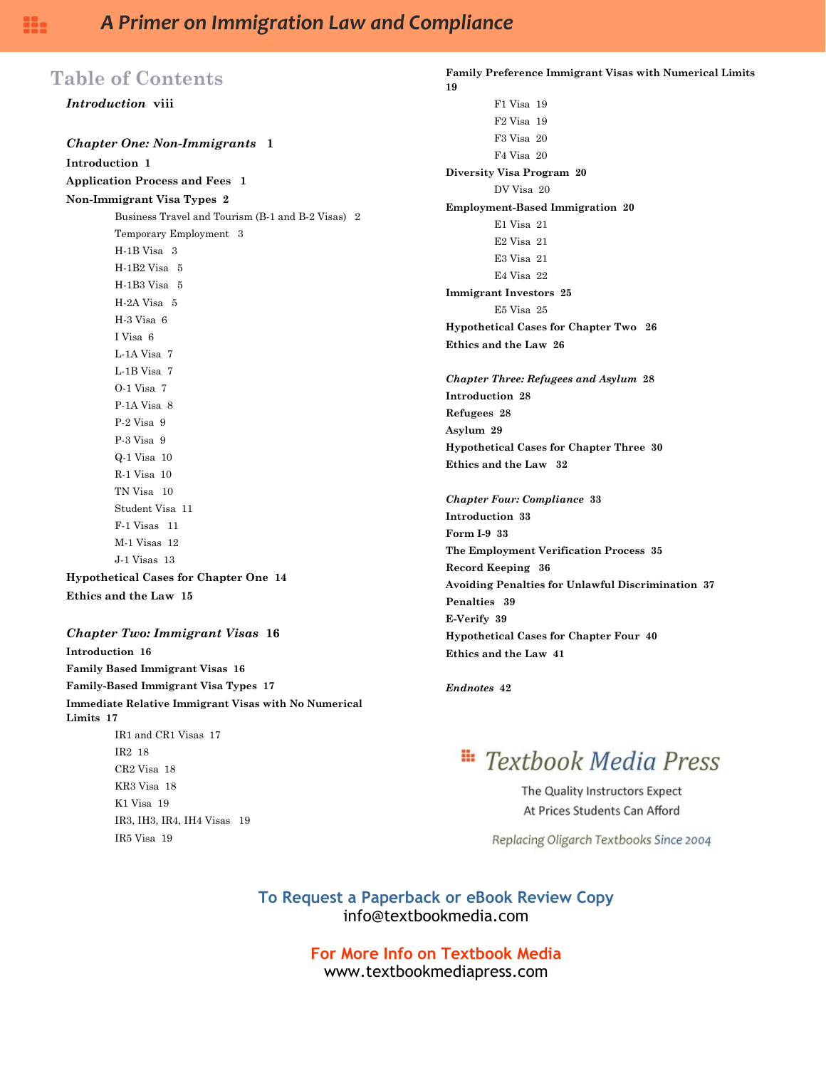## Table of Contents

*Introduction* viii

*Chapter One: Non-Immigrants* 1

**Introduction** 1

**Application Process and Fees** 1

**Non-Immigrant Visa Types** 2

- Business Travel and Tourism (B-1 and B-2 Visas) 2
- Temporary Employment 3
- H-1B Visa 3
- H-1B2 Visa 5
- H-1B3 Visa 5
- H-2A Visa 5
- H-3 Visa 6
- I Visa 6
- L-1A Visa 7
- L-1B Visa 7
- O-1 Visa 7
- P-1A Visa 8
- P-2 Visa 9
- P-3 Visa 9
- Q-1 Visa 10
- R-1 Visa 10
- TN Visa 10
- Student Visa 11
- F-1 Visas 11
- M-1 Visas 12
- J-1 Visas 13

**Hypothetical Cases for Chapter One** 14

**Ethics and the Law** 15

*Chapter Two: Immigrant Visas* 16

**Introduction** 16

**Family Based Immigrant Visas** 16

**Family-Based Immigrant Visa Types** 17

**Immediate Relative Immigrant Visas with No Numerical Limits** 17

- IR1 and CR1 Visas 17
- IR2 18
- CR2 Visa 18
- KR3 Visa 18
- K1 Visa 19
- IR3, IH3, IR4, IH4 Visas 19
- IR5 Visa 19

**Family Preference Immigrant Visas with Numerical Limits** 19

- F1 Visa 19
- F2 Visa 19
- F3 Visa 20
- F4 Visa 20

**Diversity Visa Program** 20

- DV Visa 20

**Employment-Based Immigration** 20

- E1 Visa 21
- E2 Visa 21
- E3 Visa 21
- E4 Visa 22

**Immigrant Investors** 25

- E5 Visa 25

**Hypothetical Cases for Chapter Two** 26

**Ethics and the Law** 26

*Chapter Three: Refugees and Asylum* 28

**Introduction** 28

**Refugees** 28

**Asylum** 29

**Hypothetical Cases for Chapter Three** 30

**Ethics and the Law** 32

*Chapter Four: Compliance* 33

**Introduction** 33

**Form I-9** 33

**The Employment Verification Process** 35

**Record Keeping** 36

**Avoiding Penalties for Unlawful Discrimination** 37

**Penalties** 39

**E-Verify** 39

**Hypothetical Cases for Chapter Four** 40

**Ethics and the Law** 41

*Endnotes* 42

Textbook Media Press

The Quality Instructors Expect
At Prices Students Can Afford

Replacing Oligarch Textbooks Since 2004

**To Request a Paperback or eBook Review Copy**
info@textbookmedia.com

**For More Info on Textbook Media**
www.textbookmediapress.com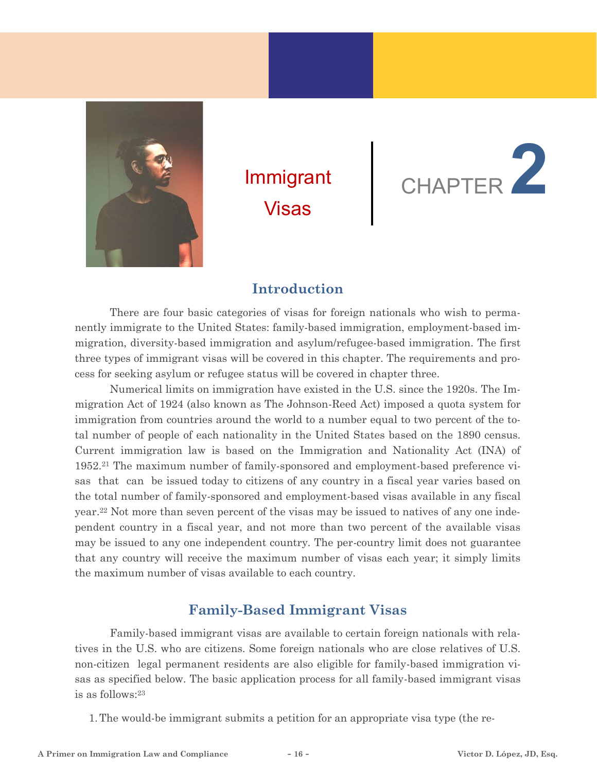# Immigrant Visas

# CHAPTER 2

## Introduction

There are four basic categories of visas for foreign nationals who wish to permanently immigrate to the United States: family-based immigration, employment-based immigration, diversity-based immigration and asylum/refugee-based immigration. The first three types of immigrant visas will be covered in this chapter. The requirements and process for seeking asylum or refugee status will be covered in chapter three.

Numerical limits on immigration have existed in the U.S. since the 1920s. The Immigration Act of 1924 (also known as The Johnson-Reed Act) imposed a quota system for immigration from countries around the world to a number equal to two percent of the total number of people of each nationality in the United States based on the 1890 census. Current immigration law is based on the Immigration and Nationality Act (INA) of 1952.[21] The maximum number of family-sponsored and employment-based preference visas that can be issued today to citizens of any country in a fiscal year varies based on the total number of family-sponsored and employment-based visas available in any fiscal year.[22] Not more than seven percent of the visas may be issued to natives of any one independent country in a fiscal year, and not more than two percent of the available visas may be issued to any one independent country. The per-country limit does not guarantee that any country will receive the maximum number of visas each year; it simply limits the maximum number of visas available to each country.

## Family-Based Immigrant Visas

Family-based immigrant visas are available to certain foreign nationals with relatives in the U.S. who are citizens. Some foreign nationals who are close relatives of U.S. non-citizen legal permanent residents are also eligible for family-based immigration visas as specified below. The basic application process for all family-based immigrant visas is as follows:[23]

1. The would-be immigrant submits a petition for an appropriate visa type (the re-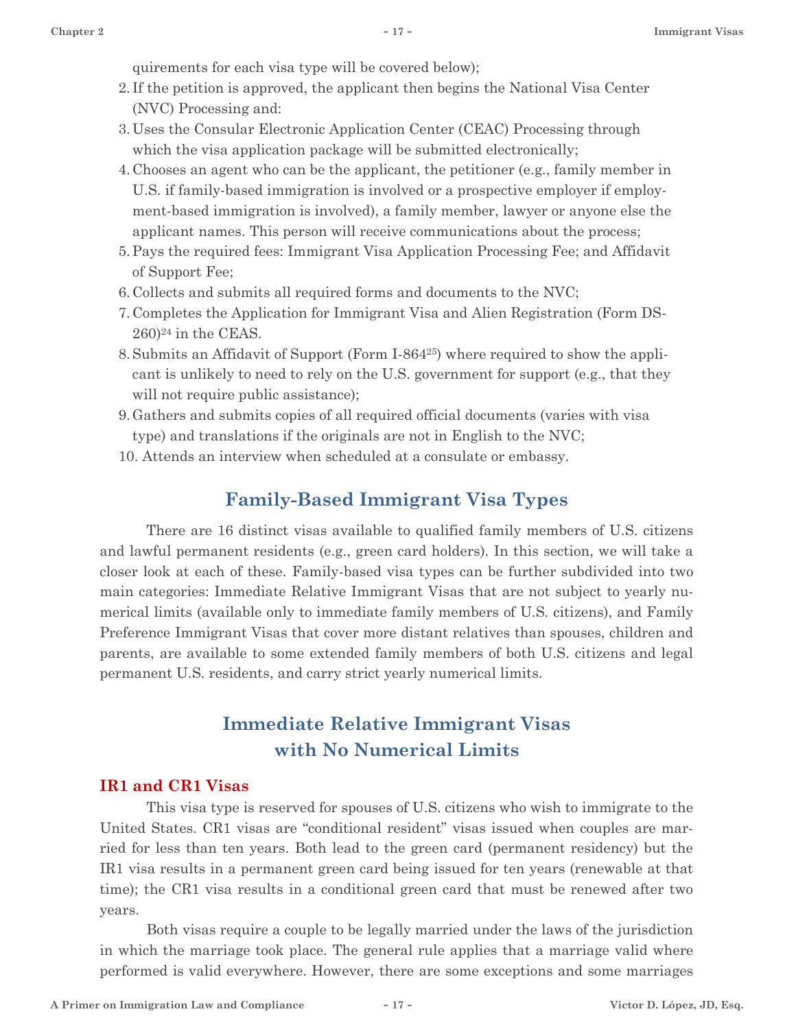quirements for each visa type will be covered below);

2. If the petition is approved, the applicant then begins the National Visa Center (NVC) Processing and:
3. Uses the Consular Electronic Application Center (CEAC) Processing through which the visa application package will be submitted electronically;
4. Chooses an agent who can be the applicant, the petitioner (e.g., family member in U.S. if family-based immigration is involved or a prospective employer if employment-based immigration is involved), a family member, lawyer or anyone else the applicant names. This person will receive communications about the process;
5. Pays the required fees: Immigrant Visa Application Processing Fee; and Affidavit of Support Fee;
6. Collects and submits all required forms and documents to the NVC;
7. Completes the Application for Immigrant Visa and Alien Registration (Form DS-260)[24] in the CEAS.
8. Submits an Affidavit of Support (Form I-864[25]) where required to show the applicant is unlikely to need to rely on the U.S. government for support (e.g., that they will not require public assistance);
9. Gathers and submits copies of all required official documents (varies with visa type) and translations if the originals are not in English to the NVC;
10. Attends an interview when scheduled at a consulate or embassy.

## Family-Based Immigrant Visa Types

There are 16 distinct visas available to qualified family members of U.S. citizens and lawful permanent residents (e.g., green card holders). In this section, we will take a closer look at each of these. Family-based visa types can be further subdivided into two main categories: Immediate Relative Immigrant Visas that are not subject to yearly numerical limits (available only to immediate family members of U.S. citizens), and Family Preference Immigrant Visas that cover more distant relatives than spouses, children and parents, are available to some extended family members of both U.S. citizens and legal permanent U.S. residents, and carry strict yearly numerical limits.

## Immediate Relative Immigrant Visas with No Numerical Limits

### IR1 and CR1 Visas

This visa type is reserved for spouses of U.S. citizens who wish to immigrate to the United States. CR1 visas are "conditional resident" visas issued when couples are married for less than ten years. Both lead to the green card (permanent residency) but the IR1 visa results in a permanent green card being issued for ten years (renewable at that time); the CR1 visa results in a conditional green card that must be renewed after two years.

Both visas require a couple to be legally married under the laws of the jurisdiction in which the marriage took place. The general rule applies that a marriage valid where performed is valid everywhere. However, there are some exceptions and some marriages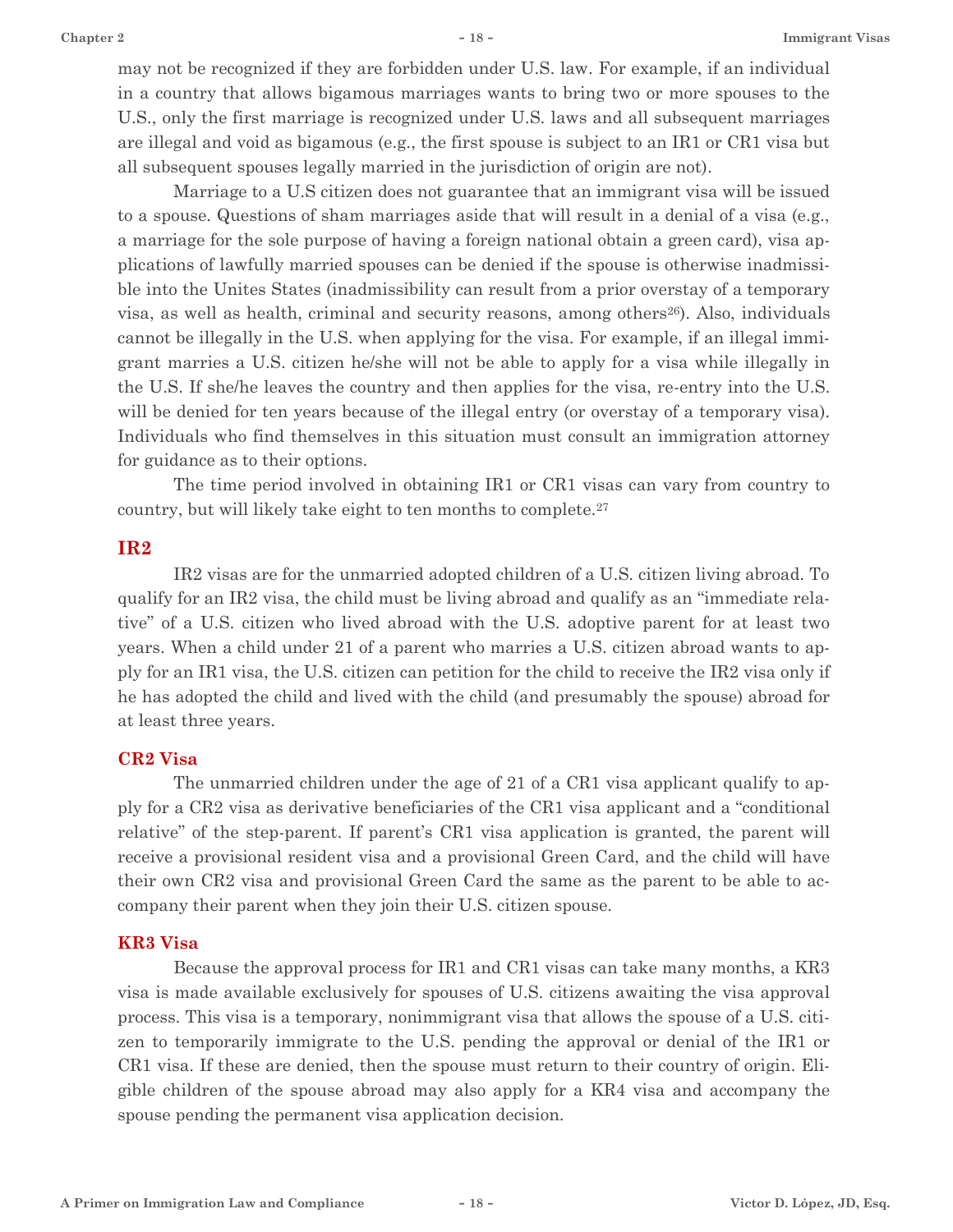may not be recognized if they are forbidden under U.S. law. For example, if an individual in a country that allows bigamous marriages wants to bring two or more spouses to the U.S., only the first marriage is recognized under U.S. laws and all subsequent marriages are illegal and void as bigamous (e.g., the first spouse is subject to an IR1 or CR1 visa but all subsequent spouses legally married in the jurisdiction of origin are not).

Marriage to a U.S citizen does not guarantee that an immigrant visa will be issued to a spouse. Questions of sham marriages aside that will result in a denial of a visa (e.g., a marriage for the sole purpose of having a foreign national obtain a green card), visa applications of lawfully married spouses can be denied if the spouse is otherwise inadmissible into the Unites States (inadmissibility can result from a prior overstay of a temporary visa, as well as health, criminal and security reasons, among others[26]). Also, individuals cannot be illegally in the U.S. when applying for the visa. For example, if an illegal immigrant marries a U.S. citizen he/she will not be able to apply for a visa while illegally in the U.S. If she/he leaves the country and then applies for the visa, re-entry into the U.S. will be denied for ten years because of the illegal entry (or overstay of a temporary visa). Individuals who find themselves in this situation must consult an immigration attorney for guidance as to their options.

The time period involved in obtaining IR1 or CR1 visas can vary from country to country, but will likely take eight to ten months to complete.[27]

### IR2

IR2 visas are for the unmarried adopted children of a U.S. citizen living abroad. To qualify for an IR2 visa, the child must be living abroad and qualify as an "immediate relative" of a U.S. citizen who lived abroad with the U.S. adoptive parent for at least two years. When a child under 21 of a parent who marries a U.S. citizen abroad wants to apply for an IR1 visa, the U.S. citizen can petition for the child to receive the IR2 visa only if he has adopted the child and lived with the child (and presumably the spouse) abroad for at least three years.

### CR2 Visa

The unmarried children under the age of 21 of a CR1 visa applicant qualify to apply for a CR2 visa as derivative beneficiaries of the CR1 visa applicant and a "conditional relative" of the step-parent. If parent's CR1 visa application is granted, the parent will receive a provisional resident visa and a provisional Green Card, and the child will have their own CR2 visa and provisional Green Card the same as the parent to be able to accompany their parent when they join their U.S. citizen spouse.

### KR3 Visa

Because the approval process for IR1 and CR1 visas can take many months, a KR3 visa is made available exclusively for spouses of U.S. citizens awaiting the visa approval process. This visa is a temporary, nonimmigrant visa that allows the spouse of a U.S. citizen to temporarily immigrate to the U.S. pending the approval or denial of the IR1 or CR1 visa. If these are denied, then the spouse must return to their country of origin. Eligible children of the spouse abroad may also apply for a KR4 visa and accompany the spouse pending the permanent visa application decision.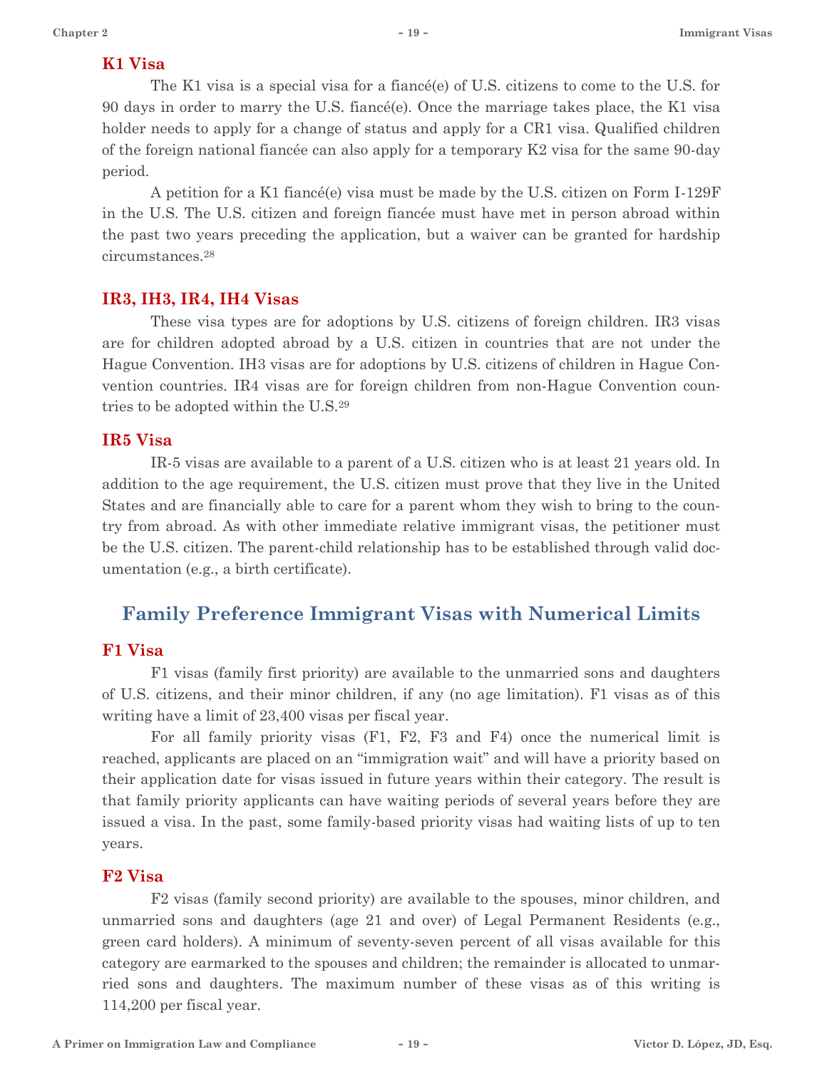### K1 Visa

The K1 visa is a special visa for a fiancé(e) of U.S. citizens to come to the U.S. for 90 days in order to marry the U.S. fiancé(e). Once the marriage takes place, the K1 visa holder needs to apply for a change of status and apply for a CR1 visa. Qualified children of the foreign national fiancée can also apply for a temporary K2 visa for the same 90-day period.

A petition for a K1 fiancé(e) visa must be made by the U.S. citizen on Form I-129F in the U.S. The U.S. citizen and foreign fiancée must have met in person abroad within the past two years preceding the application, but a waiver can be granted for hardship circumstances.[28]

### IR3, IH3, IR4, IH4 Visas

These visa types are for adoptions by U.S. citizens of foreign children. IR3 visas are for children adopted abroad by a U.S. citizen in countries that are not under the Hague Convention. IH3 visas are for adoptions by U.S. citizens of children in Hague Convention countries. IR4 visas are for foreign children from non-Hague Convention countries to be adopted within the U.S.[29]

### IR5 Visa

IR-5 visas are available to a parent of a U.S. citizen who is at least 21 years old. In addition to the age requirement, the U.S. citizen must prove that they live in the United States and are financially able to care for a parent whom they wish to bring to the country from abroad. As with other immediate relative immigrant visas, the petitioner must be the U.S. citizen. The parent-child relationship has to be established through valid documentation (e.g., a birth certificate).

## Family Preference Immigrant Visas with Numerical Limits

### F1 Visa

F1 visas (family first priority) are available to the unmarried sons and daughters of U.S. citizens, and their minor children, if any (no age limitation). F1 visas as of this writing have a limit of 23,400 visas per fiscal year.

For all family priority visas (F1, F2, F3 and F4) once the numerical limit is reached, applicants are placed on an "immigration wait" and will have a priority based on their application date for visas issued in future years within their category. The result is that family priority applicants can have waiting periods of several years before they are issued a visa. In the past, some family-based priority visas had waiting lists of up to ten years.

### F2 Visa

F2 visas (family second priority) are available to the spouses, minor children, and unmarried sons and daughters (age 21 and over) of Legal Permanent Residents (e.g., green card holders). A minimum of seventy-seven percent of all visas available for this category are earmarked to the spouses and children; the remainder is allocated to unmarried sons and daughters. The maximum number of these visas as of this writing is 114,200 per fiscal year.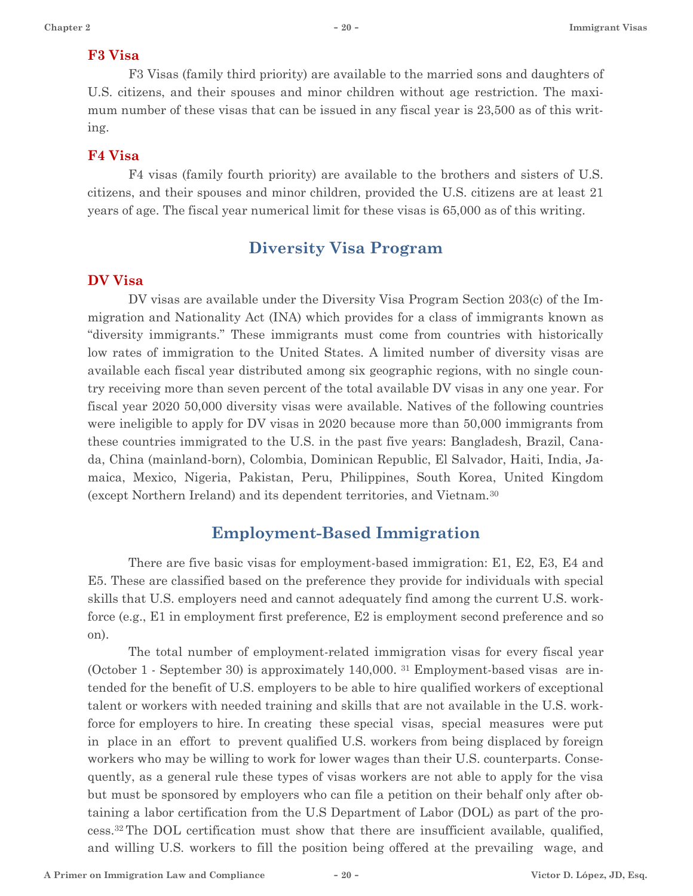### F3 Visa

F3 Visas (family third priority) are available to the married sons and daughters of U.S. citizens, and their spouses and minor children without age restriction. The maximum number of these visas that can be issued in any fiscal year is 23,500 as of this writing.

### F4 Visa

F4 visas (family fourth priority) are available to the brothers and sisters of U.S. citizens, and their spouses and minor children, provided the U.S. citizens are at least 21 years of age. The fiscal year numerical limit for these visas is 65,000 as of this writing.

## Diversity Visa Program

### DV Visa

DV visas are available under the Diversity Visa Program Section 203(c) of the Immigration and Nationality Act (INA) which provides for a class of immigrants known as "diversity immigrants." These immigrants must come from countries with historically low rates of immigration to the United States. A limited number of diversity visas are available each fiscal year distributed among six geographic regions, with no single country receiving more than seven percent of the total available DV visas in any one year. For fiscal year 2020 50,000 diversity visas were available. Natives of the following countries were ineligible to apply for DV visas in 2020 because more than 50,000 immigrants from these countries immigrated to the U.S. in the past five years: Bangladesh, Brazil, Canada, China (mainland-born), Colombia, Dominican Republic, El Salvador, Haiti, India, Jamaica, Mexico, Nigeria, Pakistan, Peru, Philippines, South Korea, United Kingdom (except Northern Ireland) and its dependent territories, and Vietnam.[30]

## Employment-Based Immigration

There are five basic visas for employment-based immigration: E1, E2, E3, E4 and E5. These are classified based on the preference they provide for individuals with special skills that U.S. employers need and cannot adequately find among the current U.S. workforce (e.g., E1 in employment first preference, E2 is employment second preference and so on).

The total number of employment-related immigration visas for every fiscal year (October 1 - September 30) is approximately 140,000. [31] Employment-based visas are intended for the benefit of U.S. employers to be able to hire qualified workers of exceptional talent or workers with needed training and skills that are not available in the U.S. workforce for employers to hire. In creating these special visas, special measures were put in place in an effort to prevent qualified U.S. workers from being displaced by foreign workers who may be willing to work for lower wages than their U.S. counterparts. Consequently, as a general rule these types of visas workers are not able to apply for the visa but must be sponsored by employers who can file a petition on their behalf only after obtaining a labor certification from the U.S Department of Labor (DOL) as part of the process.[32] The DOL certification must show that there are insufficient available, qualified, and willing U.S. workers to fill the position being offered at the prevailing wage, and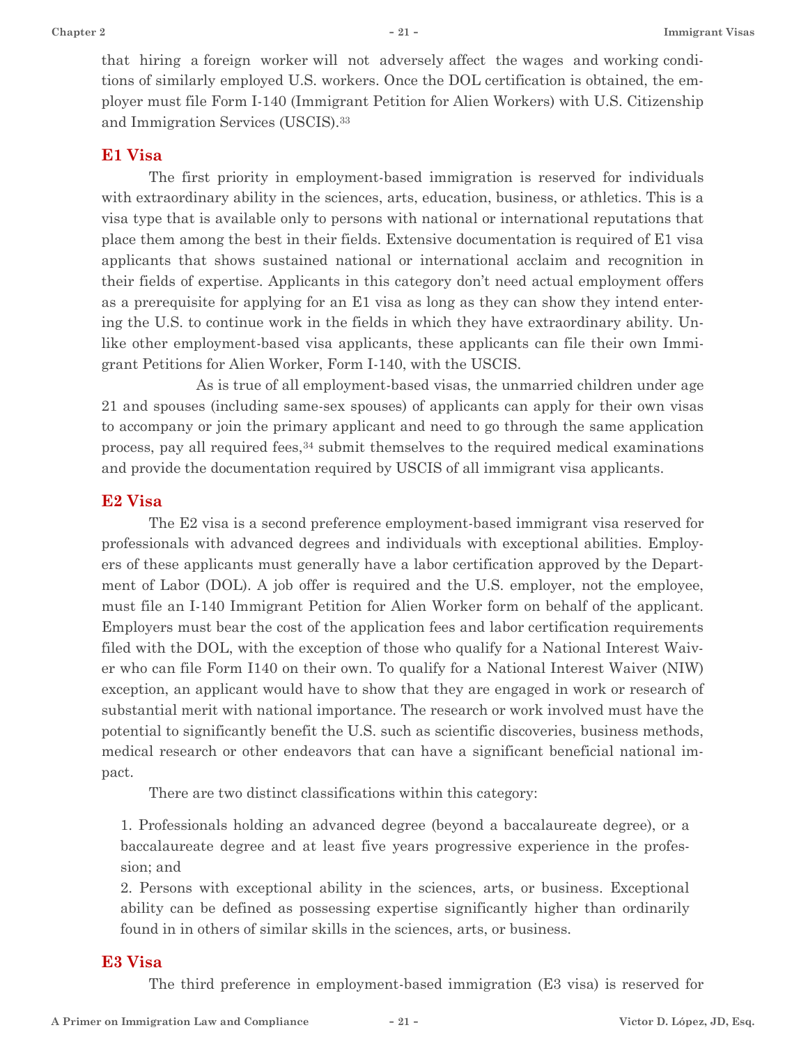that hiring a foreign worker will not adversely affect the wages and working conditions of similarly employed U.S. workers. Once the DOL certification is obtained, the employer must file Form I-140 (Immigrant Petition for Alien Workers) with U.S. Citizenship and Immigration Services (USCIS).[33]

## E1 Visa

The first priority in employment-based immigration is reserved for individuals with extraordinary ability in the sciences, arts, education, business, or athletics. This is a visa type that is available only to persons with national or international reputations that place them among the best in their fields. Extensive documentation is required of E1 visa applicants that shows sustained national or international acclaim and recognition in their fields of expertise. Applicants in this category don't need actual employment offers as a prerequisite for applying for an E1 visa as long as they can show they intend entering the U.S. to continue work in the fields in which they have extraordinary ability. Unlike other employment-based visa applicants, these applicants can file their own Immigrant Petitions for Alien Worker, Form I-140, with the USCIS.

As is true of all employment-based visas, the unmarried children under age 21 and spouses (including same-sex spouses) of applicants can apply for their own visas to accompany or join the primary applicant and need to go through the same application process, pay all required fees,[34] submit themselves to the required medical examinations and provide the documentation required by USCIS of all immigrant visa applicants.

## E2 Visa

The E2 visa is a second preference employment-based immigrant visa reserved for professionals with advanced degrees and individuals with exceptional abilities. Employers of these applicants must generally have a labor certification approved by the Department of Labor (DOL). A job offer is required and the U.S. employer, not the employee, must file an I-140 Immigrant Petition for Alien Worker form on behalf of the applicant. Employers must bear the cost of the application fees and labor certification requirements filed with the DOL, with the exception of those who qualify for a National Interest Waiver who can file Form I140 on their own. To qualify for a National Interest Waiver (NIW) exception, an applicant would have to show that they are engaged in work or research of substantial merit with national importance. The research or work involved must have the potential to significantly benefit the U.S. such as scientific discoveries, business methods, medical research or other endeavors that can have a significant beneficial national impact.

There are two distinct classifications within this category:

1. Professionals holding an advanced degree (beyond a baccalaureate degree), or a baccalaureate degree and at least five years progressive experience in the profession; and
2. Persons with exceptional ability in the sciences, arts, or business. Exceptional ability can be defined as possessing expertise significantly higher than ordinarily found in in others of similar skills in the sciences, arts, or business.

## E3 Visa

The third preference in employment-based immigration (E3 visa) is reserved for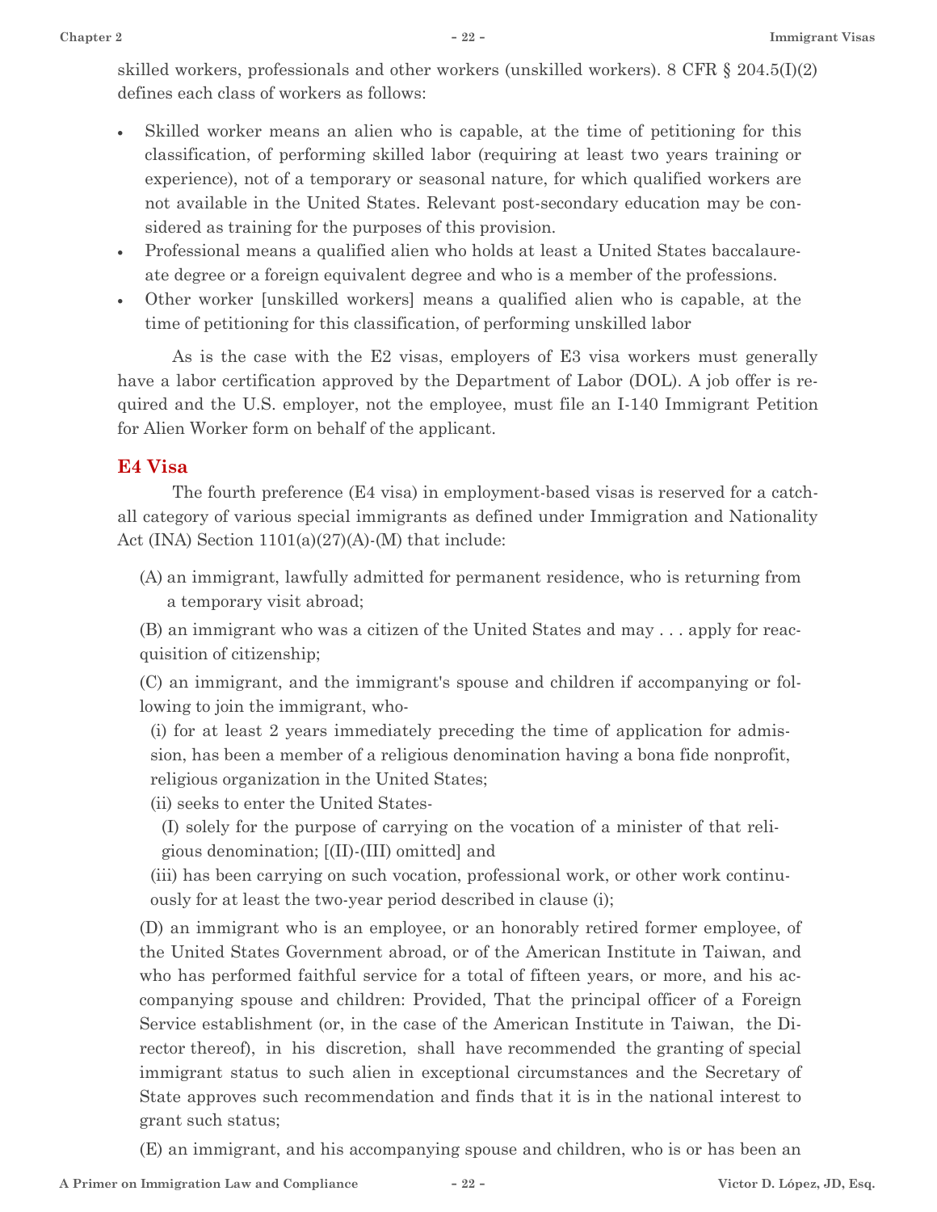skilled workers, professionals and other workers (unskilled workers). 8 CFR § 204.5(I)(2) defines each class of workers as follows:

- Skilled worker means an alien who is capable, at the time of petitioning for this classification, of performing skilled labor (requiring at least two years training or experience), not of a temporary or seasonal nature, for which qualified workers are not available in the United States. Relevant post-secondary education may be considered as training for the purposes of this provision.
- Professional means a qualified alien who holds at least a United States baccalaureate degree or a foreign equivalent degree and who is a member of the professions.
- Other worker [unskilled workers] means a qualified alien who is capable, at the time of petitioning for this classification, of performing unskilled labor

As is the case with the E2 visas, employers of E3 visa workers must generally have a labor certification approved by the Department of Labor (DOL). A job offer is required and the U.S. employer, not the employee, must file an I-140 Immigrant Petition for Alien Worker form on behalf of the applicant.

### E4 Visa

The fourth preference (E4 visa) in employment-based visas is reserved for a catch-all category of various special immigrants as defined under Immigration and Nationality Act (INA) Section 1101(a)(27)(A)-(M) that include:

(A) an immigrant, lawfully admitted for permanent residence, who is returning from a temporary visit abroad;

(B) an immigrant who was a citizen of the United States and may . . . apply for reacquisition of citizenship;

(C) an immigrant, and the immigrant's spouse and children if accompanying or following to join the immigrant, who-

(i) for at least 2 years immediately preceding the time of application for admission, has been a member of a religious denomination having a bona fide nonprofit, religious organization in the United States;

(ii) seeks to enter the United States-

(I) solely for the purpose of carrying on the vocation of a minister of that religious denomination; [(II)-(III) omitted] and

(iii) has been carrying on such vocation, professional work, or other work continuously for at least the two-year period described in clause (i);

(D) an immigrant who is an employee, or an honorably retired former employee, of the United States Government abroad, or of the American Institute in Taiwan, and who has performed faithful service for a total of fifteen years, or more, and his accompanying spouse and children: Provided, That the principal officer of a Foreign Service establishment (or, in the case of the American Institute in Taiwan, the Director thereof), in his discretion, shall have recommended the granting of special immigrant status to such alien in exceptional circumstances and the Secretary of State approves such recommendation and finds that it is in the national interest to grant such status;

(E) an immigrant, and his accompanying spouse and children, who is or has been an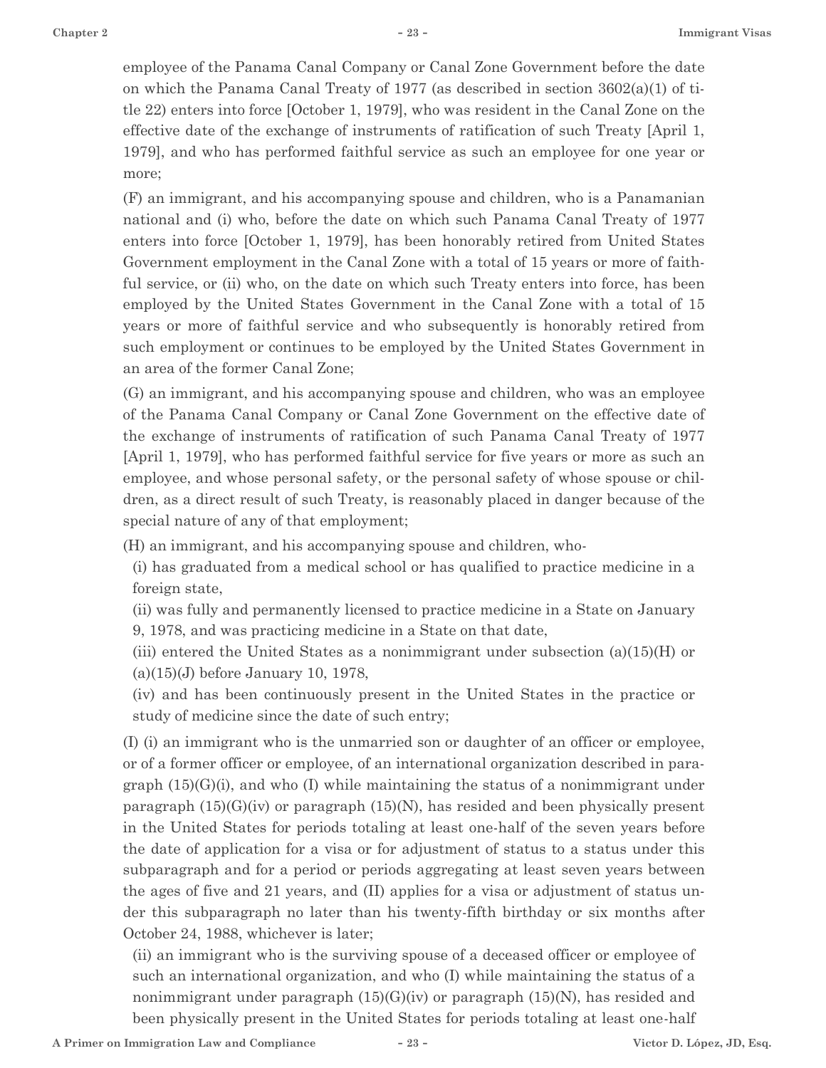employee of the Panama Canal Company or Canal Zone Government before the date on which the Panama Canal Treaty of 1977 (as described in section 3602(a)(1) of title 22) enters into force [October 1, 1979], who was resident in the Canal Zone on the effective date of the exchange of instruments of ratification of such Treaty [April 1, 1979], and who has performed faithful service as such an employee for one year or more;

(F) an immigrant, and his accompanying spouse and children, who is a Panamanian national and (i) who, before the date on which such Panama Canal Treaty of 1977 enters into force [October 1, 1979], has been honorably retired from United States Government employment in the Canal Zone with a total of 15 years or more of faithful service, or (ii) who, on the date on which such Treaty enters into force, has been employed by the United States Government in the Canal Zone with a total of 15 years or more of faithful service and who subsequently is honorably retired from such employment or continues to be employed by the United States Government in an area of the former Canal Zone;

(G) an immigrant, and his accompanying spouse and children, who was an employee of the Panama Canal Company or Canal Zone Government on the effective date of the exchange of instruments of ratification of such Panama Canal Treaty of 1977 [April 1, 1979], who has performed faithful service for five years or more as such an employee, and whose personal safety, or the personal safety of whose spouse or children, as a direct result of such Treaty, is reasonably placed in danger because of the special nature of any of that employment;

(H) an immigrant, and his accompanying spouse and children, who-

(i) has graduated from a medical school or has qualified to practice medicine in a foreign state,

(ii) was fully and permanently licensed to practice medicine in a State on January 9, 1978, and was practicing medicine in a State on that date,

(iii) entered the United States as a nonimmigrant under subsection (a)(15)(H) or (a)(15)(J) before January 10, 1978,

(iv) and has been continuously present in the United States in the practice or study of medicine since the date of such entry;

(I) (i) an immigrant who is the unmarried son or daughter of an officer or employee, or of a former officer or employee, of an international organization described in paragraph (15)(G)(i), and who (I) while maintaining the status of a nonimmigrant under paragraph (15)(G)(iv) or paragraph (15)(N), has resided and been physically present in the United States for periods totaling at least one-half of the seven years before the date of application for a visa or for adjustment of status to a status under this subparagraph and for a period or periods aggregating at least seven years between the ages of five and 21 years, and (II) applies for a visa or adjustment of status under this subparagraph no later than his twenty-fifth birthday or six months after October 24, 1988, whichever is later;

(ii) an immigrant who is the surviving spouse of a deceased officer or employee of such an international organization, and who (I) while maintaining the status of a nonimmigrant under paragraph (15)(G)(iv) or paragraph (15)(N), has resided and been physically present in the United States for periods totaling at least one-half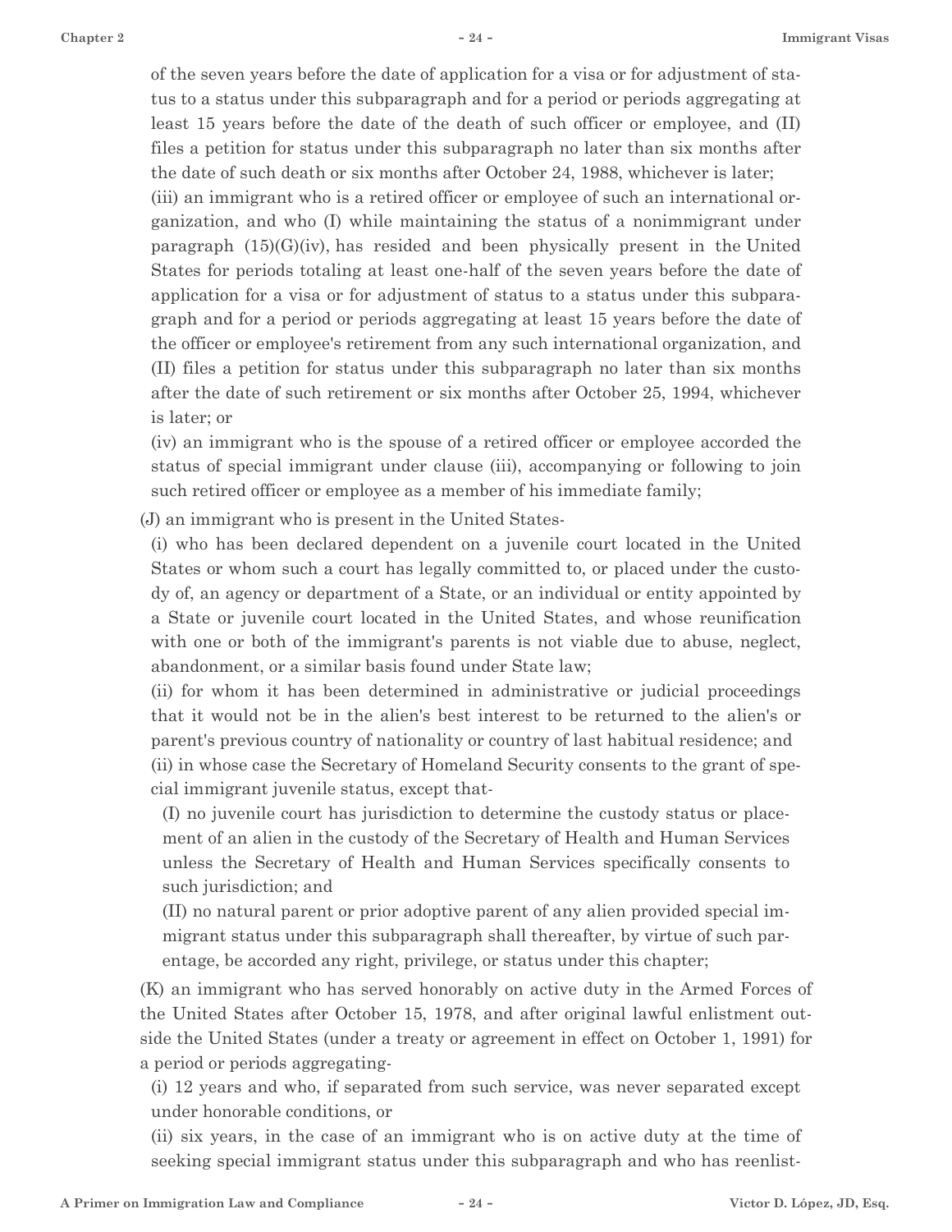of the seven years before the date of application for a visa or for adjustment of status to a status under this subparagraph and for a period or periods aggregating at least 15 years before the date of the death of such officer or employee, and (II) files a petition for status under this subparagraph no later than six months after the date of such death or six months after October 24, 1988, whichever is later;

(iii) an immigrant who is a retired officer or employee of such an international organization, and who (I) while maintaining the status of a nonimmigrant under paragraph (15)(G)(iv), has resided and been physically present in the United States for periods totaling at least one-half of the seven years before the date of application for a visa or for adjustment of status to a status under this subparagraph and for a period or periods aggregating at least 15 years before the date of the officer or employee's retirement from any such international organization, and (II) files a petition for status under this subparagraph no later than six months after the date of such retirement or six months after October 25, 1994, whichever is later; or

(iv) an immigrant who is the spouse of a retired officer or employee accorded the status of special immigrant under clause (iii), accompanying or following to join such retired officer or employee as a member of his immediate family;

(J) an immigrant who is present in the United States-

(i) who has been declared dependent on a juvenile court located in the United States or whom such a court has legally committed to, or placed under the custody of, an agency or department of a State, or an individual or entity appointed by a State or juvenile court located in the United States, and whose reunification with one or both of the immigrant's parents is not viable due to abuse, neglect, abandonment, or a similar basis found under State law;

(ii) for whom it has been determined in administrative or judicial proceedings that it would not be in the alien's best interest to be returned to the alien's or parent's previous country of nationality or country of last habitual residence; and

(ii) in whose case the Secretary of Homeland Security consents to the grant of special immigrant juvenile status, except that-

(I) no juvenile court has jurisdiction to determine the custody status or placement of an alien in the custody of the Secretary of Health and Human Services unless the Secretary of Health and Human Services specifically consents to such jurisdiction; and

(II) no natural parent or prior adoptive parent of any alien provided special immigrant status under this subparagraph shall thereafter, by virtue of such parentage, be accorded any right, privilege, or status under this chapter;

(K) an immigrant who has served honorably on active duty in the Armed Forces of the United States after October 15, 1978, and after original lawful enlistment outside the United States (under a treaty or agreement in effect on October 1, 1991) for a period or periods aggregating-

(i) 12 years and who, if separated from such service, was never separated except under honorable conditions, or

(ii) six years, in the case of an immigrant who is on active duty at the time of seeking special immigrant status under this subparagraph and who has reenlist-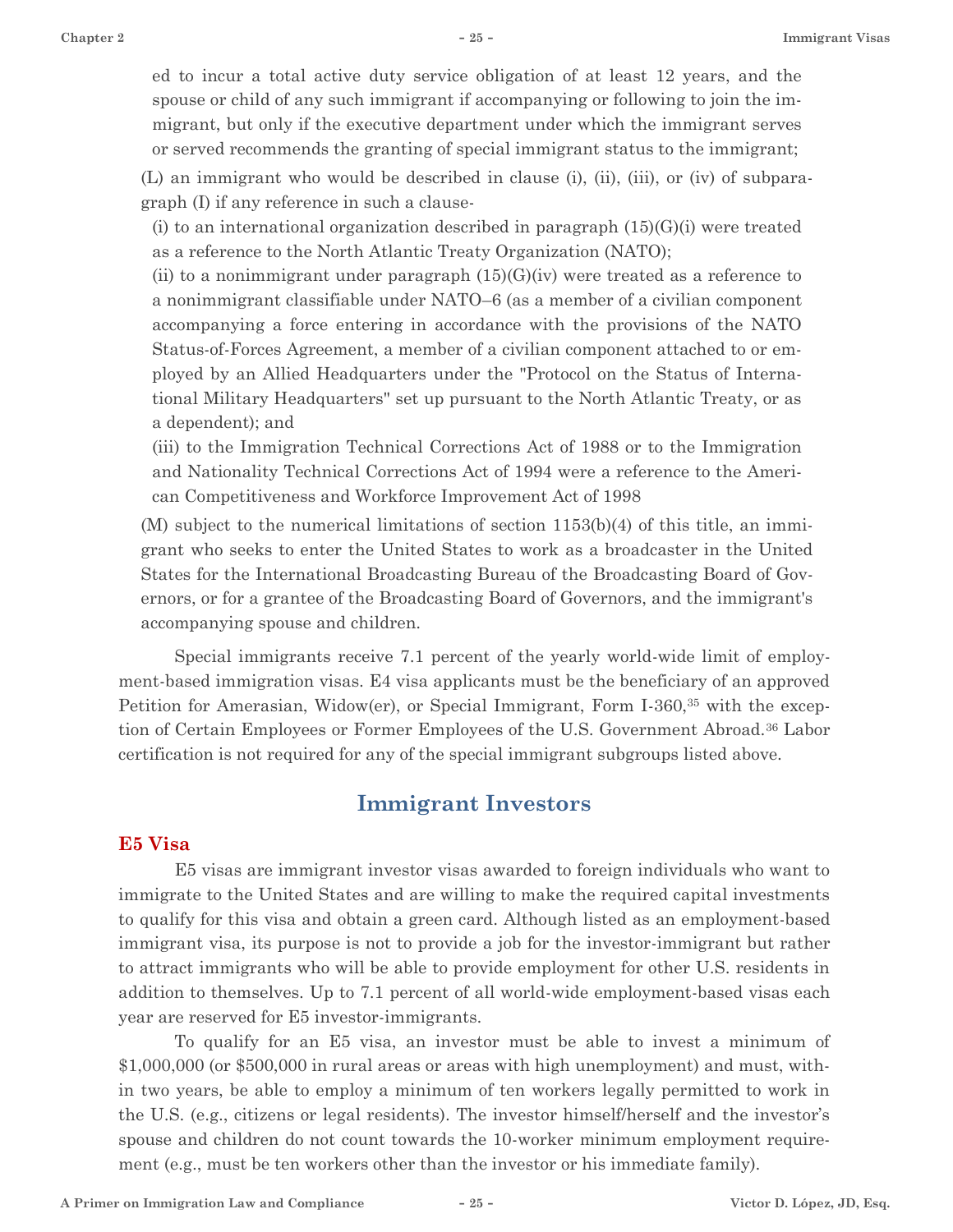ed to incur a total active duty service obligation of at least 12 years, and the spouse or child of any such immigrant if accompanying or following to join the immigrant, but only if the executive department under which the immigrant serves or served recommends the granting of special immigrant status to the immigrant;

(L) an immigrant who would be described in clause (i), (ii), (iii), or (iv) of subparagraph (I) if any reference in such a clause-

(i) to an international organization described in paragraph (15)(G)(i) were treated as a reference to the North Atlantic Treaty Organization (NATO);

(ii) to a nonimmigrant under paragraph (15)(G)(iv) were treated as a reference to a nonimmigrant classifiable under NATO–6 (as a member of a civilian component accompanying a force entering in accordance with the provisions of the NATO Status-of-Forces Agreement, a member of a civilian component attached to or employed by an Allied Headquarters under the "Protocol on the Status of International Military Headquarters" set up pursuant to the North Atlantic Treaty, or as a dependent); and

(iii) to the Immigration Technical Corrections Act of 1988 or to the Immigration and Nationality Technical Corrections Act of 1994 were a reference to the American Competitiveness and Workforce Improvement Act of 1998

(M) subject to the numerical limitations of section 1153(b)(4) of this title, an immigrant who seeks to enter the United States to work as a broadcaster in the United States for the International Broadcasting Bureau of the Broadcasting Board of Governors, or for a grantee of the Broadcasting Board of Governors, and the immigrant's accompanying spouse and children.

Special immigrants receive 7.1 percent of the yearly world-wide limit of employment-based immigration visas. E4 visa applicants must be the beneficiary of an approved Petition for Amerasian, Widow(er), or Special Immigrant, Form I-360,[35] with the exception of Certain Employees or Former Employees of the U.S. Government Abroad.[36] Labor certification is not required for any of the special immigrant subgroups listed above.

## Immigrant Investors

### E5 Visa

E5 visas are immigrant investor visas awarded to foreign individuals who want to immigrate to the United States and are willing to make the required capital investments to qualify for this visa and obtain a green card. Although listed as an employment-based immigrant visa, its purpose is not to provide a job for the investor-immigrant but rather to attract immigrants who will be able to provide employment for other U.S. residents in addition to themselves. Up to 7.1 percent of all world-wide employment-based visas each year are reserved for E5 investor-immigrants.

To qualify for an E5 visa, an investor must be able to invest a minimum of $1,000,000 (or $500,000 in rural areas or areas with high unemployment) and must, within two years, be able to employ a minimum of ten workers legally permitted to work in the U.S. (e.g., citizens or legal residents). The investor himself/herself and the investor's spouse and children do not count towards the 10-worker minimum employment requirement (e.g., must be ten workers other than the investor or his immediate family).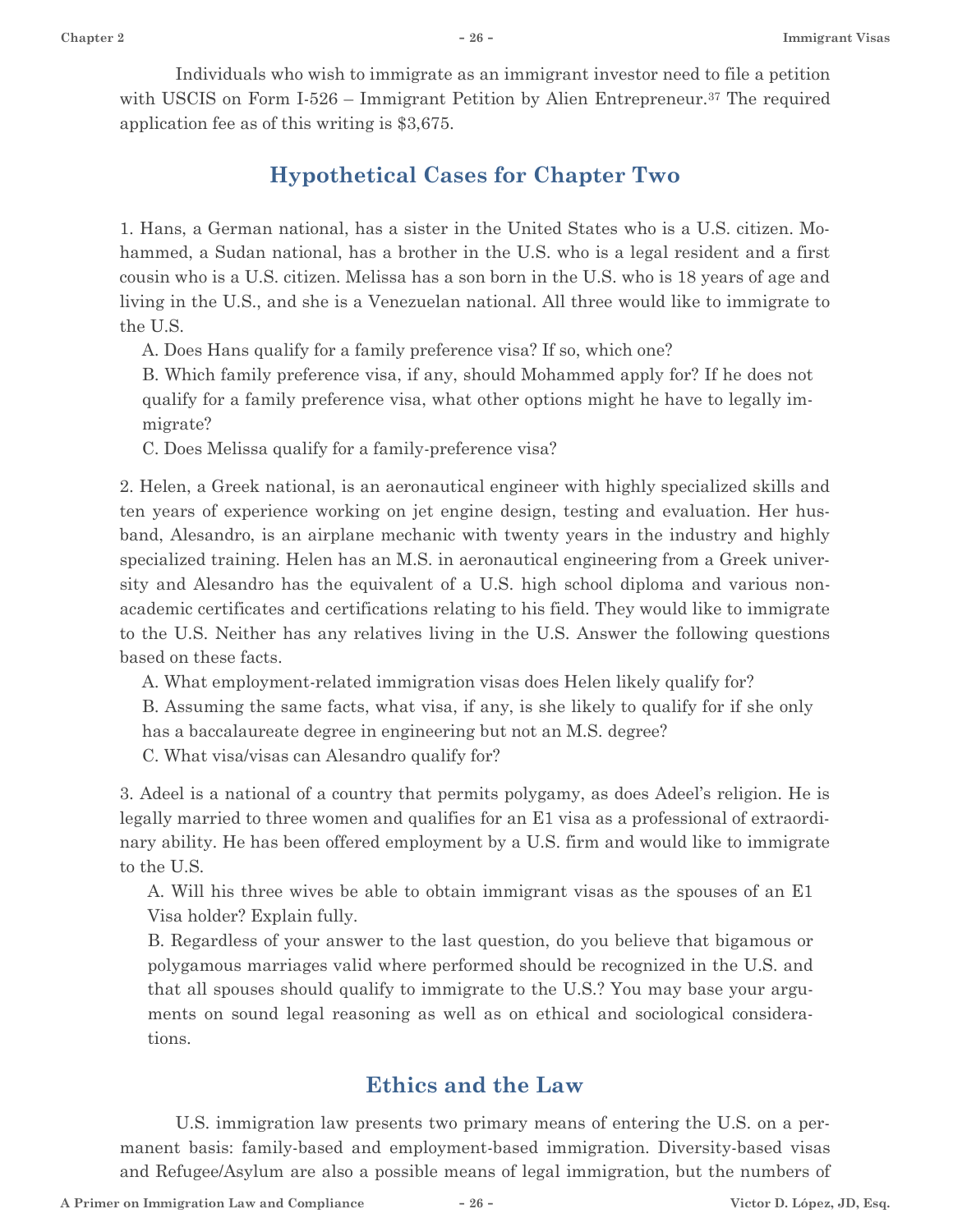Individuals who wish to immigrate as an immigrant investor need to file a petition with USCIS on Form I-526 – Immigrant Petition by Alien Entrepreneur.[37] The required application fee as of this writing is $3,675.

## Hypothetical Cases for Chapter Two

1. Hans, a German national, has a sister in the United States who is a U.S. citizen. Mohammed, a Sudan national, has a brother in the U.S. who is a legal resident and a first cousin who is a U.S. citizen. Melissa has a son born in the U.S. who is 18 years of age and living in the U.S., and she is a Venezuelan national. All three would like to immigrate to the U.S.

   A. Does Hans qualify for a family preference visa? If so, which one?

   B. Which family preference visa, if any, should Mohammed apply for? If he does not qualify for a family preference visa, what other options might he have to legally immigrate?

   C. Does Melissa qualify for a family-preference visa?

2. Helen, a Greek national, is an aeronautical engineer with highly specialized skills and ten years of experience working on jet engine design, testing and evaluation. Her husband, Alesandro, is an airplane mechanic with twenty years in the industry and highly specialized training. Helen has an M.S. in aeronautical engineering from a Greek university and Alesandro has the equivalent of a U.S. high school diploma and various non-academic certificates and certifications relating to his field. They would like to immigrate to the U.S. Neither has any relatives living in the U.S. Answer the following questions based on these facts.

   A. What employment-related immigration visas does Helen likely qualify for?

   B. Assuming the same facts, what visa, if any, is she likely to qualify for if she only has a baccalaureate degree in engineering but not an M.S. degree?

   C. What visa/visas can Alesandro qualify for?

3. Adeel is a national of a country that permits polygamy, as does Adeel's religion. He is legally married to three women and qualifies for an E1 visa as a professional of extraordinary ability. He has been offered employment by a U.S. firm and would like to immigrate to the U.S.

   A. Will his three wives be able to obtain immigrant visas as the spouses of an E1 Visa holder? Explain fully.

   B. Regardless of your answer to the last question, do you believe that bigamous or polygamous marriages valid where performed should be recognized in the U.S. and that all spouses should qualify to immigrate to the U.S.? You may base your arguments on sound legal reasoning as well as on ethical and sociological considerations.

## Ethics and the Law

U.S. immigration law presents two primary means of entering the U.S. on a permanent basis: family-based and employment-based immigration. Diversity-based visas and Refugee/Asylum are also a possible means of legal immigration, but the numbers of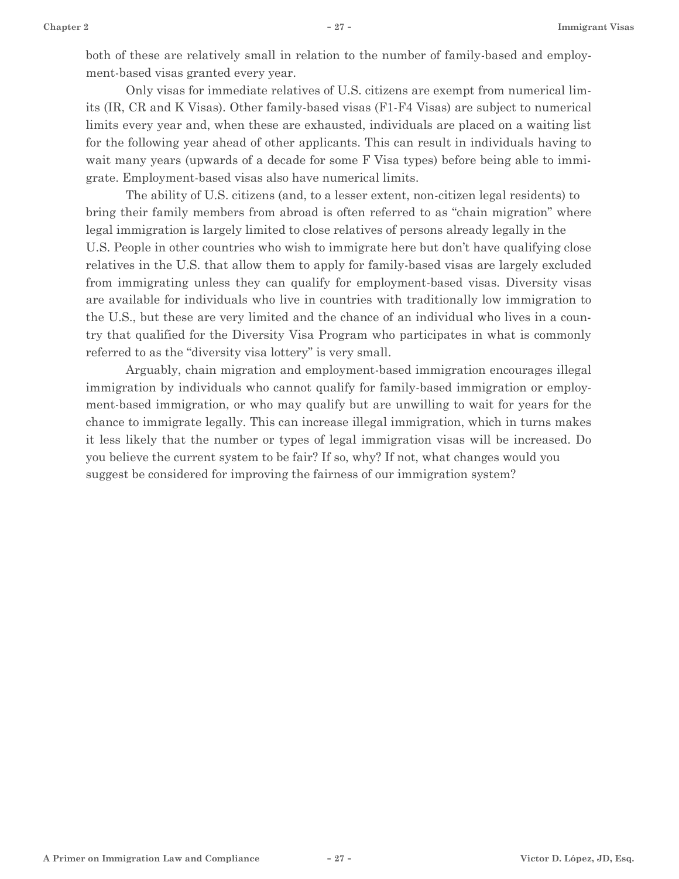both of these are relatively small in relation to the number of family-based and employment-based visas granted every year.

Only visas for immediate relatives of U.S. citizens are exempt from numerical limits (IR, CR and K Visas). Other family-based visas (F1-F4 Visas) are subject to numerical limits every year and, when these are exhausted, individuals are placed on a waiting list for the following year ahead of other applicants. This can result in individuals having to wait many years (upwards of a decade for some F Visa types) before being able to immigrate. Employment-based visas also have numerical limits.

The ability of U.S. citizens (and, to a lesser extent, non-citizen legal residents) to bring their family members from abroad is often referred to as "chain migration" where legal immigration is largely limited to close relatives of persons already legally in the U.S. People in other countries who wish to immigrate here but don't have qualifying close relatives in the U.S. that allow them to apply for family-based visas are largely excluded from immigrating unless they can qualify for employment-based visas. Diversity visas are available for individuals who live in countries with traditionally low immigration to the U.S., but these are very limited and the chance of an individual who lives in a country that qualified for the Diversity Visa Program who participates in what is commonly referred to as the "diversity visa lottery" is very small.

Arguably, chain migration and employment-based immigration encourages illegal immigration by individuals who cannot qualify for family-based immigration or employment-based immigration, or who may qualify but are unwilling to wait for years for the chance to immigrate legally. This can increase illegal immigration, which in turns makes it less likely that the number or types of legal immigration visas will be increased. Do you believe the current system to be fair? If so, why? If not, what changes would you suggest be considered for improving the fairness of our immigration system?